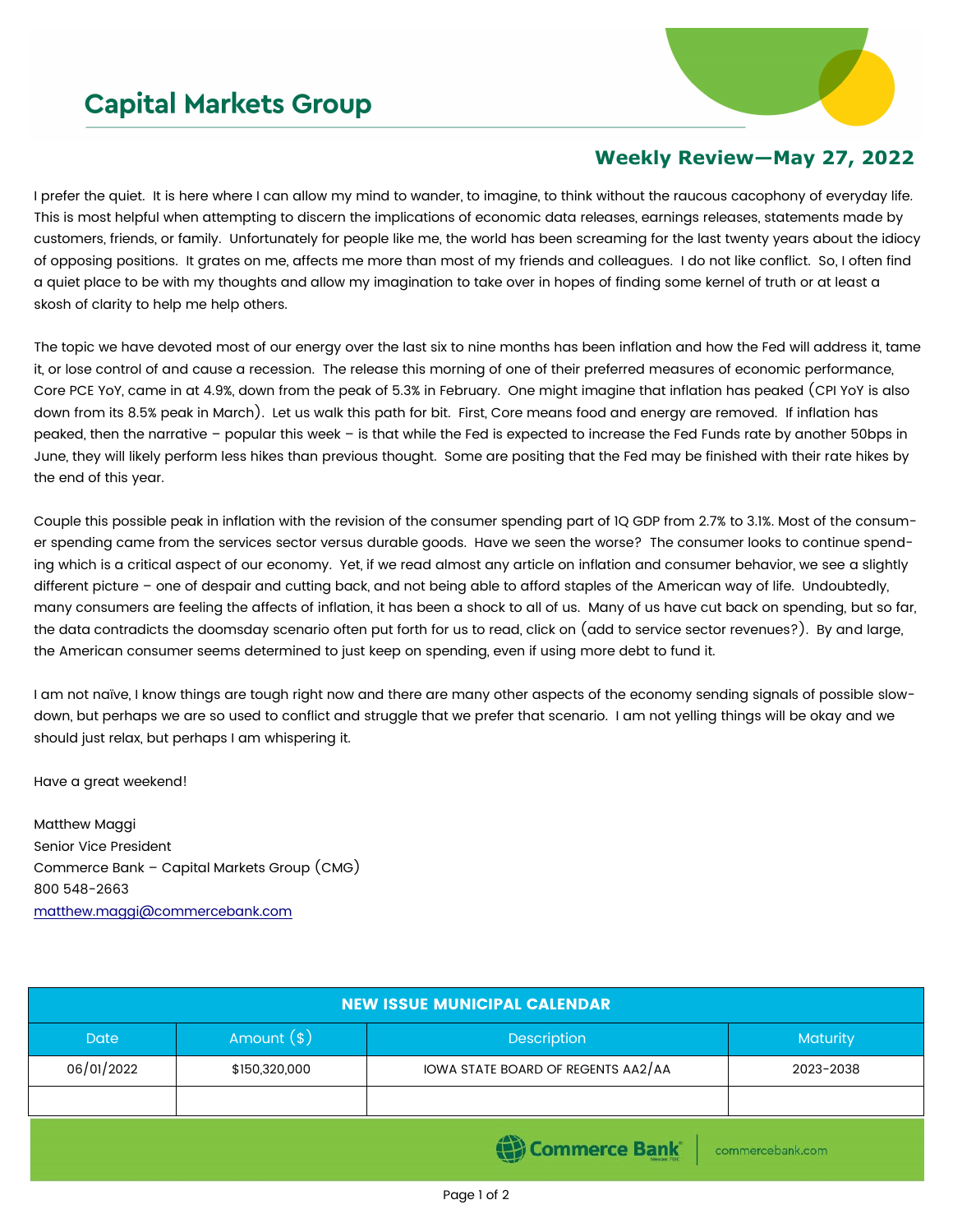# Capital Markets Group

## Weekly Review—May 27, 2022

I prefer the quiet. It is here where I can allow my mind to wander, to imagine, to think without the raucous cacophony of everyday life. This is most helpful when attempting to discern the implications of economic data releases, earnings releases, statements made by customers, friends, or family. Unfortunately for people like me, the world has been screaming for the last twenty years about the idiocy of opposing positions. It grates on me, affects me more than most of my friends and colleagues. I do not like conflict. So, I often find a quiet place to be with my thoughts and allow my imagination to take over in hopes of finding some kernel of truth or at least a skosh of clarity to help me help others.

The topic we have devoted most of our energy over the last six to nine months has been inflation and how the Fed will address it, tame it, or lose control of and cause a recession. The release this morning of one of their preferred measures of economic performance, Core PCE YoY, came in at 4.9%, down from the peak of 5.3% in February. One might imagine that inflation has peaked (CPI YoY is also down from its 8.5% peak in March). Let us walk this path for bit. First, Core means food and energy are removed. If inflation has peaked, then the narrative – popular this week – is that while the Fed is expected to increase the Fed Funds rate by another 50bps in June, they will likely perform less hikes than previous thought. Some are positing that the Fed may be finished with their rate hikes by the end of this year.

Couple this possible peak in inflation with the revision of the consumer spending part of 1Q GDP from 2.7% to 3.1%. Most of the consumer spending came from the services sector versus durable goods. Have we seen the worse? The consumer looks to continue spending which is a critical aspect of our economy. Yet, if we read almost any article on inflation and consumer behavior, we see a slightly different picture – one of despair and cutting back, and not being able to afford staples of the American way of life. Undoubtedly, many consumers are feeling the affects of inflation, it has been a shock to all of us. Many of us have cut back on spending, but so far, the data contradicts the doomsday scenario often put forth for us to read, click on (add to service sector revenues?). By and large, the American consumer seems determined to just keep on spending, even if using more debt to fund it.

I am not naïve, I know things are tough right now and there are many other aspects of the economy sending signals of possible slowdown, but perhaps we are so used to conflict and struggle that we prefer that scenario. I am not yelling things will be okay and we should just relax, but perhaps I am whispering it.

Have a great weekend!

Matthew Maggi
Senior Vice President
Commerce Bank – Capital Markets Group (CMG)
800 548-2663
matthew.maggi@commercebank.com

| NEW ISSUE MUNICIPAL CALENDAR | | | |
|---|---|---|---|
| Date | Amount ($) | Description | Maturity |
| 06/01/2022 | $150,320,000 | IOWA STATE BOARD OF REGENTS AA2/AA | 2023-2038 |
| | | | |

Commerce Bank | commercebank.com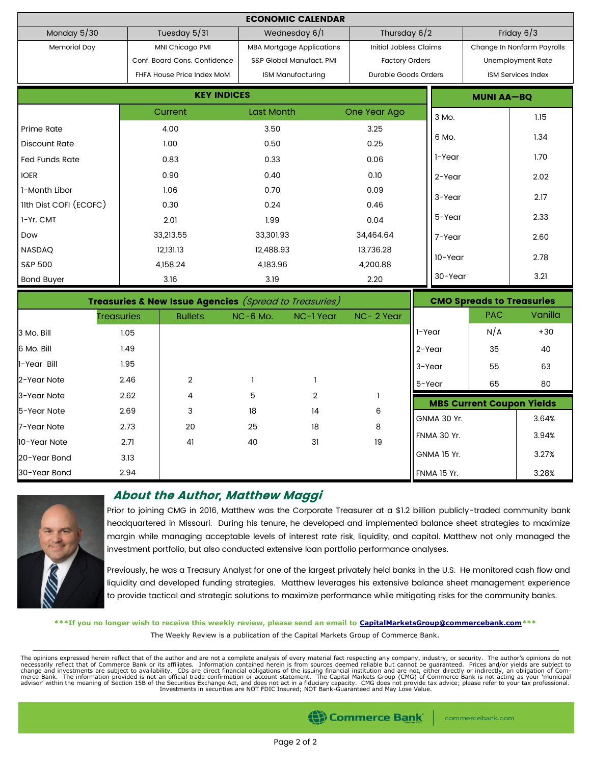## ECONOMIC CALENDAR

| Monday 5/30 | Tuesday 5/31 | Wednesday 6/1 | Thursday 6/2 | Friday 6/3 |
|---|---|---|---|---|
| Memorial Day | MNI Chicago PMI | MBA Mortgage Applications | Initial Jobless Claims | Change In Nonfarm Payrolls |
| | Conf. Board Cons. Confidence | S&P Global Manufact. PMI | Factory Orders | Unemployment Rate |
| | FHFA House Price Index MoM | ISM Manufacturing | Durable Goods Orders | ISM Services Index |

## KEY INDICES

| | Current | Last Month | One Year Ago |
|---|---|---|---|
| Prime Rate | 4.00 | 3.50 | 3.25 |
| Discount Rate | 1.00 | 0.50 | 0.25 |
| Fed Funds Rate | 0.83 | 0.33 | 0.06 |
| IOER | 0.90 | 0.40 | 0.10 |
| 1-Month Libor | 1.06 | 0.70 | 0.09 |
| 11th Dist COFI (ECOFC) | 0.30 | 0.24 | 0.46 |
| 1-Yr. CMT | 2.01 | 1.99 | 0.04 |
| Dow | 33,213.55 | 33,301.93 | 34,464.64 |
| NASDAQ | 12,131.13 | 12,488.93 | 13,736.28 |
| S&P 500 | 4,158.24 | 4,183.96 | 4,200.88 |
| Bond Buyer | 3.16 | 3.19 | 2.20 |

## MUNI AA—BQ

| | |
|---|---|
| 3 Mo. | 1.15 |
| 6 Mo. | 1.34 |
| 1-Year | 1.70 |
| 2-Year | 2.02 |
| 3-Year | 2.17 |
| 5-Year | 2.33 |
| 7-Year | 2.60 |
| 10-Year | 2.78 |
| 30-Year | 3.21 |

## Treasuries & New Issue Agencies *(Spread to Treasuries)*

| | Treasuries | Bullets | NC-6 Mo. | NC-1 Year | NC- 2 Year |
|---|---|---|---|---|---|
| 3 Mo. Bill | 1.05 | | | | |
| 6 Mo. Bill | 1.49 | | | | |
| 1-Year Bill | 1.95 | | | | |
| 2-Year Note | 2.46 | 2 | 1 | 1 | |
| 3-Year Note | 2.62 | 4 | 5 | 2 | 1 |
| 5-Year Note | 2.69 | 3 | 18 | 14 | 6 |
| 7-Year Note | 2.73 | 20 | 25 | 18 | 8 |
| 10-Year Note | 2.71 | 41 | 40 | 31 | 19 |
| 20-Year Bond | 3.13 | | | | |
| 30-Year Bond | 2.94 | | | | |

## CMO Spreads to Treasuries

| | PAC | Vanilla |
|---|---|---|
| 1-Year | N/A | +30 |
| 2-Year | 35 | 40 |
| 3-Year | 55 | 63 |
| 5-Year | 65 | 80 |

## MBS Current Coupon Yields

| | |
|---|---|
| GNMA 30 Yr. | 3.64% |
| FNMA 30 Yr. | 3.94% |
| GNMA 15 Yr. | 3.27% |
| FNMA 15 Yr. | 3.28% |

## *About the Author, Matthew Maggi*

Prior to joining CMG in 2016, Matthew was the Corporate Treasurer at a $1.2 billion publicly-traded community bank headquartered in Missouri. During his tenure, he developed and implemented balance sheet strategies to maximize margin while managing acceptable levels of interest rate risk, liquidity, and capital. Matthew not only managed the investment portfolio, but also conducted extensive loan portfolio performance analyses.

Previously, he was a Treasury Analyst for one of the largest privately held banks in the U.S. He monitored cash flow and liquidity and developed funding strategies. Matthew leverages his extensive balance sheet management experience to provide tactical and strategic solutions to maximize performance while mitigating risks for the community banks.

**\*\*\*If you no longer wish to receive this weekly review, please send an email to CapitalMarketsGroup@commercebank.com\*\*\***

The Weekly Review is a publication of the Capital Markets Group of Commerce Bank.

The opinions expressed herein reflect that of the author and are not a complete analysis of every material fact respecting any company, industry, or security. The author's opinions do not necessarily reflect that of Commerce Bank or its affiliates. Information contained herein is from sources deemed reliable but cannot be guaranteed. Prices and/or yields are subject to change and investments are subject to availability. CDs are direct financial obligations of the issuing financial institution and are not, either directly or indirectly, an obligation of Commerce Bank. The information provided is not an official trade confirmation or account statement. The Capital Markets Group (CMG) of Commerce Bank is not acting as your 'municipal advisor' within the meaning of Section 15B of the Securities Exchange Act, and does not act in a fiduciary capacity. CMG does not provide tax advice; please refer to your tax professional. Investments in securities are NOT FDIC Insured; NOT Bank-Guaranteed and May Lose Value.

Commerce Bank | commercebank.com